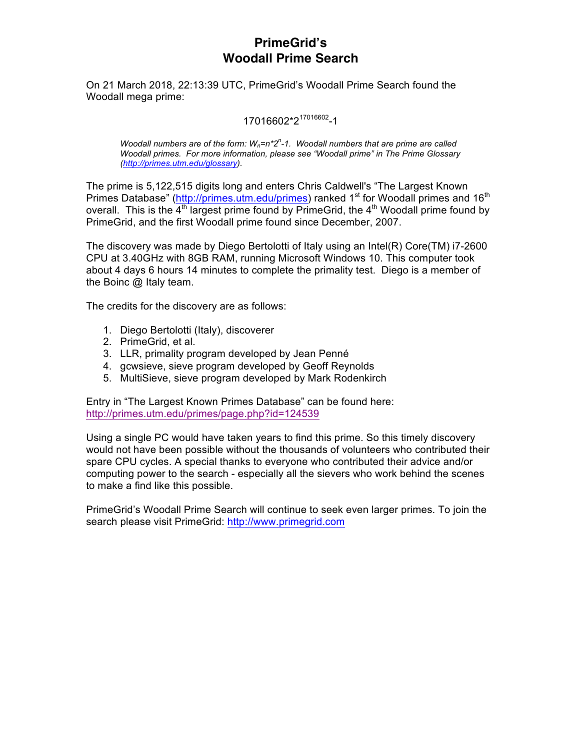# PrimeGrid's Woodall Prime Search

On 21 March 2018, 22:13:39 UTC, PrimeGrid's Woodall Prime Search found the Woodall mega prime:

$$17016602 \cdot 2^{17016602}-1$$

*Woodall numbers are of the form: $W_n = n \cdot 2^n - 1$. Woodall numbers that are prime are called Woodall primes. For more information, please see "Woodall prime" in The Prime Glossary ([http://primes.utm.edu/glossary](http://primes.utm.edu/glossary)).*

The prime is 5,122,515 digits long and enters Chris Caldwell's "The Largest Known Primes Database" ([http://primes.utm.edu/primes](http://primes.utm.edu/primes)) ranked 1st for Woodall primes and 16th overall. This is the 4th largest prime found by PrimeGrid, the 4th Woodall prime found by PrimeGrid, and the first Woodall prime found since December, 2007.

The discovery was made by Diego Bertolotti of Italy using an Intel(R) Core(TM) i7-2600 CPU at 3.40GHz with 8GB RAM, running Microsoft Windows 10. This computer took about 4 days 6 hours 14 minutes to complete the primality test. Diego is a member of the Boinc @ Italy team.

The credits for the discovery are as follows:

1. Diego Bertolotti (Italy), discoverer
2. PrimeGrid, et al.
3. LLR, primality program developed by Jean Penné
4. gcwsieve, sieve program developed by Geoff Reynolds
5. MultiSieve, sieve program developed by Mark Rodenkirch

Entry in "The Largest Known Primes Database" can be found here:
[http://primes.utm.edu/primes/page.php?id=124539](http://primes.utm.edu/primes/page.php?id=124539)

Using a single PC would have taken years to find this prime. So this timely discovery would not have been possible without the thousands of volunteers who contributed their spare CPU cycles. A special thanks to everyone who contributed their advice and/or computing power to the search - especially all the sievers who work behind the scenes to make a find like this possible.

PrimeGrid's Woodall Prime Search will continue to seek even larger primes. To join the search please visit PrimeGrid: [http://www.primegrid.com](http://www.primegrid.com)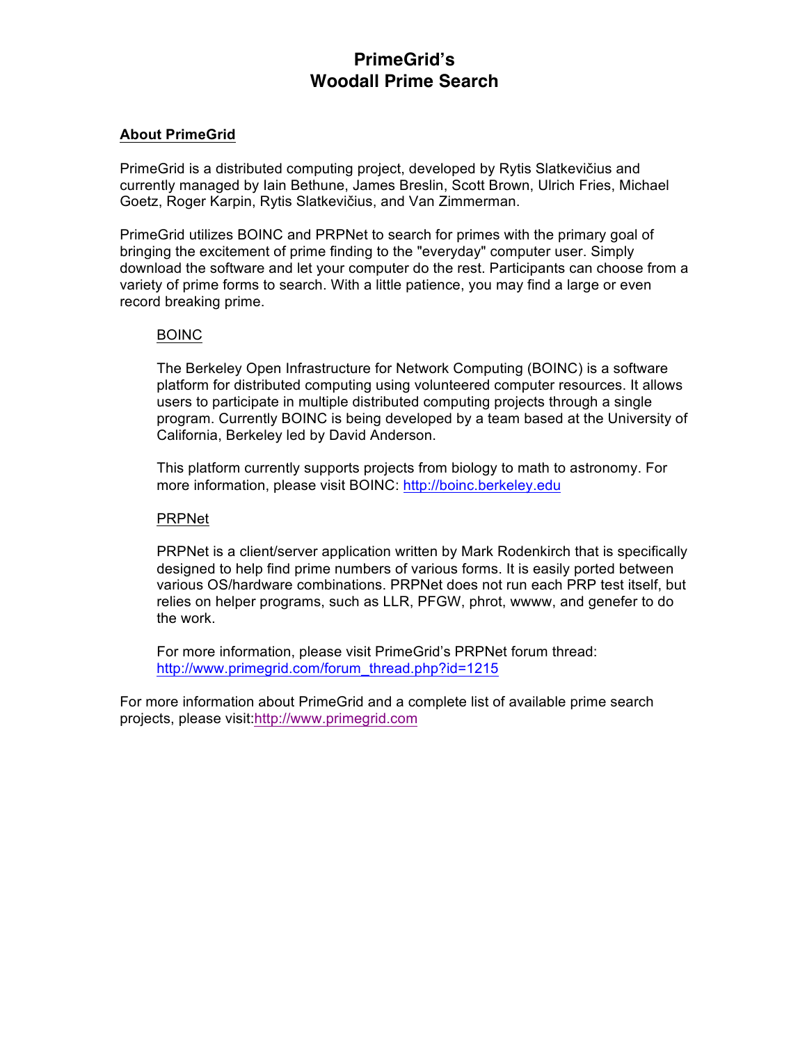# PrimeGrid's
# Woodall Prime Search

## About PrimeGrid

PrimeGrid is a distributed computing project, developed by Rytis Slatkevičius and currently managed by Iain Bethune, James Breslin, Scott Brown, Ulrich Fries, Michael Goetz, Roger Karpin, Rytis Slatkevičius, and Van Zimmerman.

PrimeGrid utilizes BOINC and PRPNet to search for primes with the primary goal of bringing the excitement of prime finding to the "everyday" computer user. Simply download the software and let your computer do the rest. Participants can choose from a variety of prime forms to search. With a little patience, you may find a large or even record breaking prime.

### BOINC

The Berkeley Open Infrastructure for Network Computing (BOINC) is a software platform for distributed computing using volunteered computer resources. It allows users to participate in multiple distributed computing projects through a single program. Currently BOINC is being developed by a team based at the University of California, Berkeley led by David Anderson.

This platform currently supports projects from biology to math to astronomy. For more information, please visit BOINC: http://boinc.berkeley.edu

### PRPNet

PRPNet is a client/server application written by Mark Rodenkirch that is specifically designed to help find prime numbers of various forms. It is easily ported between various OS/hardware combinations. PRPNet does not run each PRP test itself, but relies on helper programs, such as LLR, PFGW, phrot, wwww, and genefer to do the work.

For more information, please visit PrimeGrid's PRPNet forum thread: http://www.primegrid.com/forum_thread.php?id=1215

For more information about PrimeGrid and a complete list of available prime search projects, please visit:http://www.primegrid.com